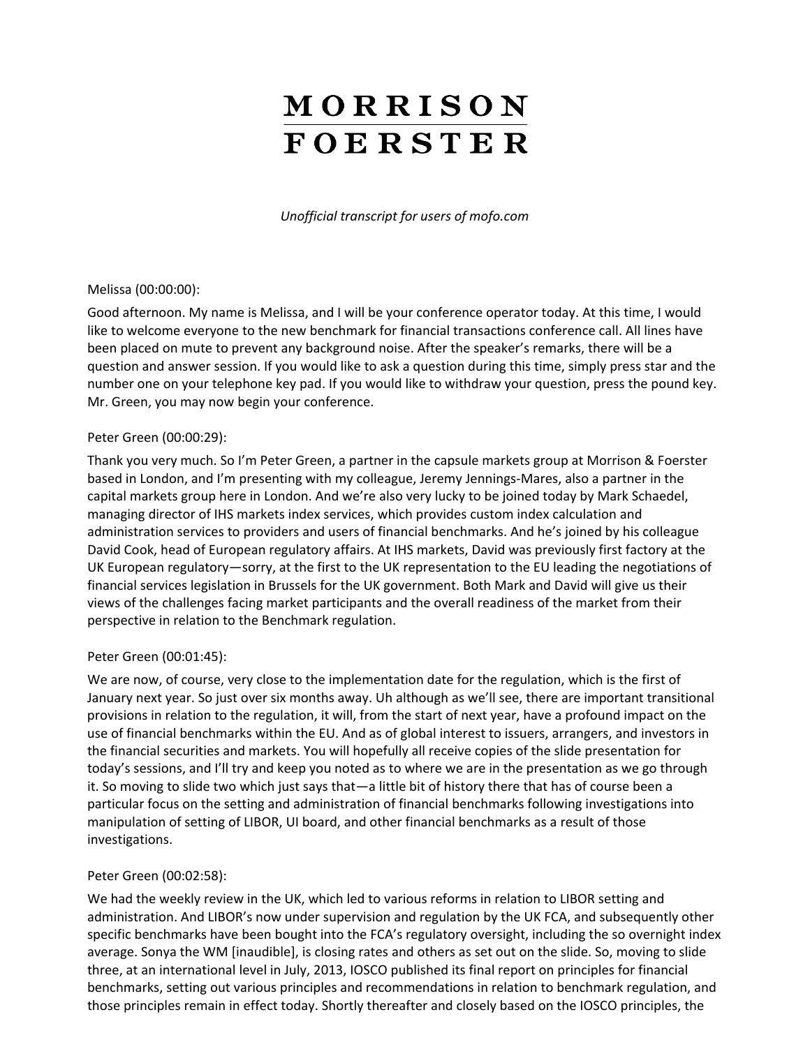# MORRISON FOERSTER

*Unofficial transcript for users of mofo.com*

Melissa (00:00:00):

Good afternoon. My name is Melissa, and I will be your conference operator today. At this time, I would like to welcome everyone to the new benchmark for financial transactions conference call. All lines have been placed on mute to prevent any background noise. After the speaker's remarks, there will be a question and answer session. If you would like to ask a question during this time, simply press star and the number one on your telephone key pad. If you would like to withdraw your question, press the pound key. Mr. Green, you may now begin your conference.

Peter Green (00:00:29):

Thank you very much. So I'm Peter Green, a partner in the capsule markets group at Morrison & Foerster based in London, and I'm presenting with my colleague, Jeremy Jennings-Mares, also a partner in the capital markets group here in London. And we're also very lucky to be joined today by Mark Schaedel, managing director of IHS markets index services, which provides custom index calculation and administration services to providers and users of financial benchmarks. And he's joined by his colleague David Cook, head of European regulatory affairs. At IHS markets, David was previously first factory at the UK European regulatory—sorry, at the first to the UK representation to the EU leading the negotiations of financial services legislation in Brussels for the UK government. Both Mark and David will give us their views of the challenges facing market participants and the overall readiness of the market from their perspective in relation to the Benchmark regulation.

Peter Green (00:01:45):

We are now, of course, very close to the implementation date for the regulation, which is the first of January next year. So just over six months away. Uh although as we'll see, there are important transitional provisions in relation to the regulation, it will, from the start of next year, have a profound impact on the use of financial benchmarks within the EU. And as of global interest to issuers, arrangers, and investors in the financial securities and markets. You will hopefully all receive copies of the slide presentation for today's sessions, and I'll try and keep you noted as to where we are in the presentation as we go through it. So moving to slide two which just says that—a little bit of history there that has of course been a particular focus on the setting and administration of financial benchmarks following investigations into manipulation of setting of LIBOR, UI board, and other financial benchmarks as a result of those investigations.

Peter Green (00:02:58):

We had the weekly review in the UK, which led to various reforms in relation to LIBOR setting and administration. And LIBOR's now under supervision and regulation by the UK FCA, and subsequently other specific benchmarks have been bought into the FCA's regulatory oversight, including the so overnight index average. Sonya the WM [inaudible], is closing rates and others as set out on the slide. So, moving to slide three, at an international level in July, 2013, IOSCO published its final report on principles for financial benchmarks, setting out various principles and recommendations in relation to benchmark regulation, and those principles remain in effect today. Shortly thereafter and closely based on the IOSCO principles, the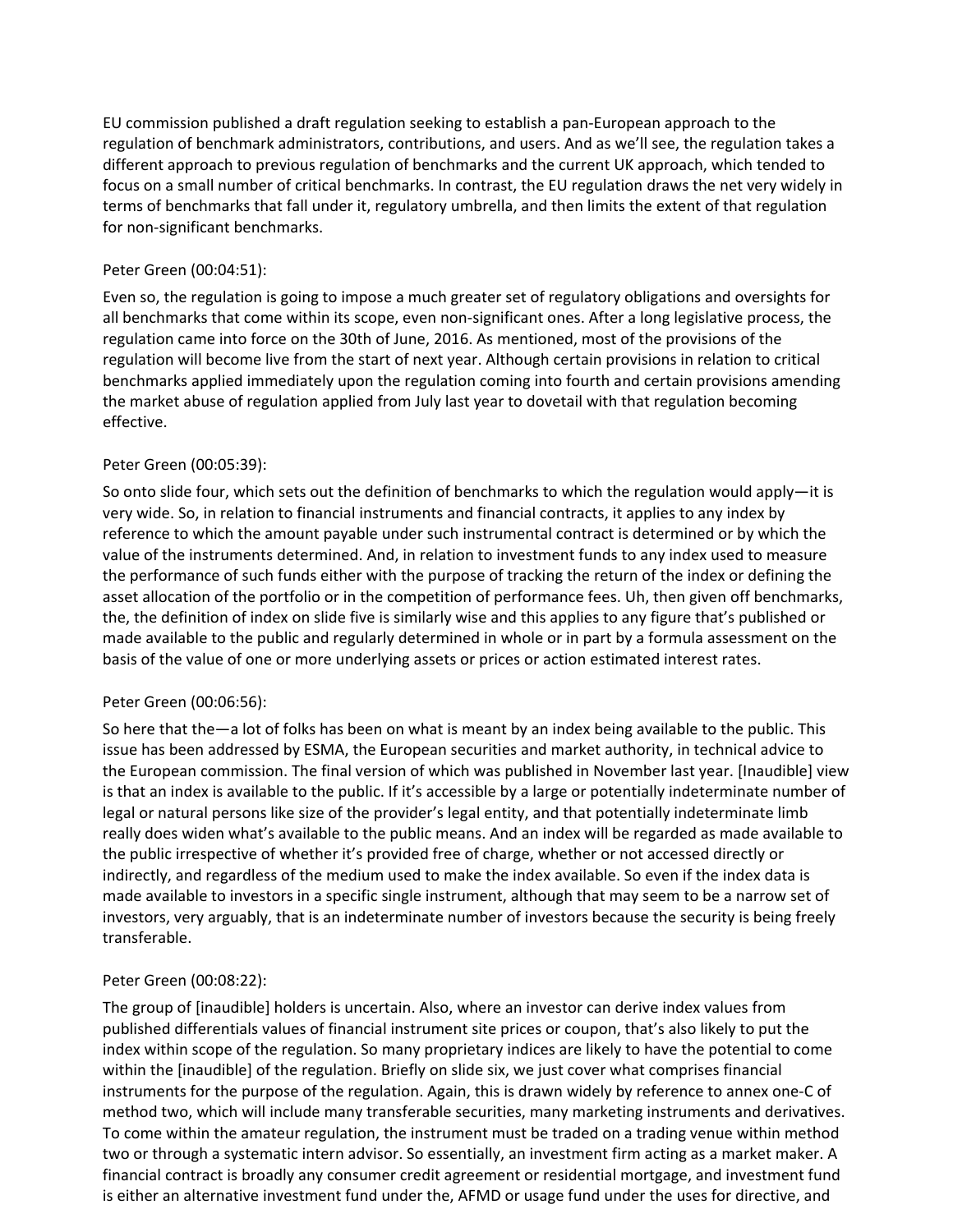EU commission published a draft regulation seeking to establish a pan-European approach to the regulation of benchmark administrators, contributions, and users. And as we'll see, the regulation takes a different approach to previous regulation of benchmarks and the current UK approach, which tended to focus on a small number of critical benchmarks. In contrast, the EU regulation draws the net very widely in terms of benchmarks that fall under it, regulatory umbrella, and then limits the extent of that regulation for non-significant benchmarks.

Peter Green (00:04:51):

Even so, the regulation is going to impose a much greater set of regulatory obligations and oversights for all benchmarks that come within its scope, even non-significant ones. After a long legislative process, the regulation came into force on the 30th of June, 2016. As mentioned, most of the provisions of the regulation will become live from the start of next year. Although certain provisions in relation to critical benchmarks applied immediately upon the regulation coming into fourth and certain provisions amending the market abuse of regulation applied from July last year to dovetail with that regulation becoming effective.

Peter Green (00:05:39):

So onto slide four, which sets out the definition of benchmarks to which the regulation would apply—it is very wide. So, in relation to financial instruments and financial contracts, it applies to any index by reference to which the amount payable under such instrumental contract is determined or by which the value of the instruments determined. And, in relation to investment funds to any index used to measure the performance of such funds either with the purpose of tracking the return of the index or defining the asset allocation of the portfolio or in the competition of performance fees. Uh, then given off benchmarks, the, the definition of index on slide five is similarly wise and this applies to any figure that's published or made available to the public and regularly determined in whole or in part by a formula assessment on the basis of the value of one or more underlying assets or prices or action estimated interest rates.

Peter Green (00:06:56):

So here that the—a lot of folks has been on what is meant by an index being available to the public. This issue has been addressed by ESMA, the European securities and market authority, in technical advice to the European commission. The final version of which was published in November last year. [Inaudible] view is that an index is available to the public. If it's accessible by a large or potentially indeterminate number of legal or natural persons like size of the provider's legal entity, and that potentially indeterminate limb really does widen what's available to the public means. And an index will be regarded as made available to the public irrespective of whether it's provided free of charge, whether or not accessed directly or indirectly, and regardless of the medium used to make the index available. So even if the index data is made available to investors in a specific single instrument, although that may seem to be a narrow set of investors, very arguably, that is an indeterminate number of investors because the security is being freely transferable.

Peter Green (00:08:22):

The group of [inaudible] holders is uncertain. Also, where an investor can derive index values from published differentials values of financial instrument site prices or coupon, that's also likely to put the index within scope of the regulation. So many proprietary indices are likely to have the potential to come within the [inaudible] of the regulation. Briefly on slide six, we just cover what comprises financial instruments for the purpose of the regulation. Again, this is drawn widely by reference to annex one-C of method two, which will include many transferable securities, many marketing instruments and derivatives. To come within the amateur regulation, the instrument must be traded on a trading venue within method two or through a systematic intern advisor. So essentially, an investment firm acting as a market maker. A financial contract is broadly any consumer credit agreement or residential mortgage, and investment fund is either an alternative investment fund under the, AFMD or usage fund under the uses for directive, and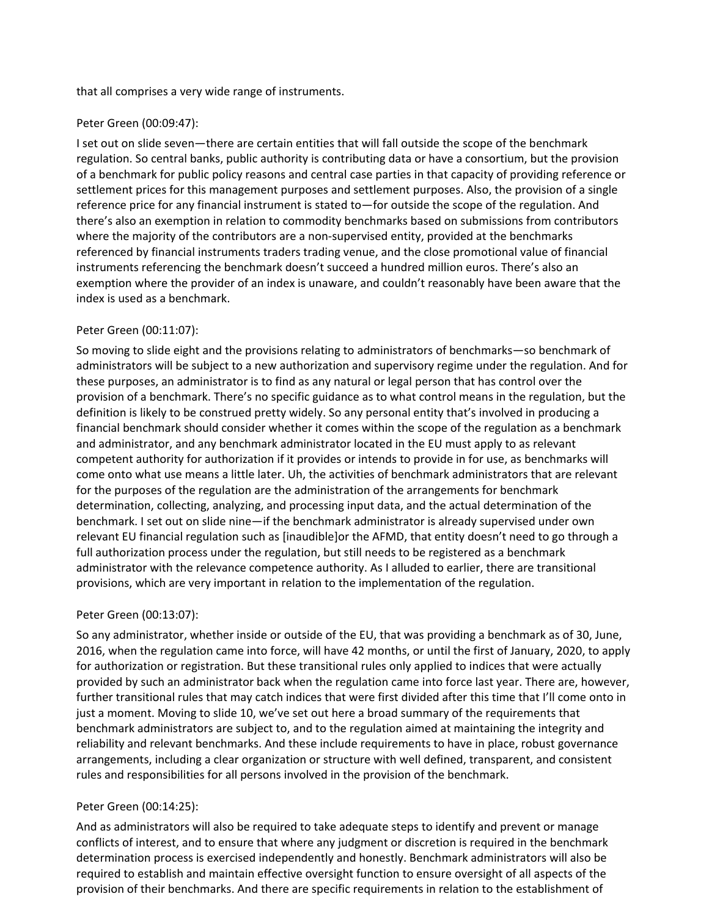that all comprises a very wide range of instruments.

Peter Green (00:09:47):

I set out on slide seven—there are certain entities that will fall outside the scope of the benchmark regulation. So central banks, public authority is contributing data or have a consortium, but the provision of a benchmark for public policy reasons and central case parties in that capacity of providing reference or settlement prices for this management purposes and settlement purposes. Also, the provision of a single reference price for any financial instrument is stated to—for outside the scope of the regulation. And there's also an exemption in relation to commodity benchmarks based on submissions from contributors where the majority of the contributors are a non-supervised entity, provided at the benchmarks referenced by financial instruments traders trading venue, and the close promotional value of financial instruments referencing the benchmark doesn't succeed a hundred million euros. There's also an exemption where the provider of an index is unaware, and couldn't reasonably have been aware that the index is used as a benchmark.

Peter Green (00:11:07):

So moving to slide eight and the provisions relating to administrators of benchmarks—so benchmark of administrators will be subject to a new authorization and supervisory regime under the regulation. And for these purposes, an administrator is to find as any natural or legal person that has control over the provision of a benchmark. There's no specific guidance as to what control means in the regulation, but the definition is likely to be construed pretty widely. So any personal entity that's involved in producing a financial benchmark should consider whether it comes within the scope of the regulation as a benchmark and administrator, and any benchmark administrator located in the EU must apply to as relevant competent authority for authorization if it provides or intends to provide in for use, as benchmarks will come onto what use means a little later. Uh, the activities of benchmark administrators that are relevant for the purposes of the regulation are the administration of the arrangements for benchmark determination, collecting, analyzing, and processing input data, and the actual determination of the benchmark. I set out on slide nine—if the benchmark administrator is already supervised under own relevant EU financial regulation such as [inaudible]or the AFMD, that entity doesn't need to go through a full authorization process under the regulation, but still needs to be registered as a benchmark administrator with the relevance competence authority. As I alluded to earlier, there are transitional provisions, which are very important in relation to the implementation of the regulation.

Peter Green (00:13:07):

So any administrator, whether inside or outside of the EU, that was providing a benchmark as of 30, June, 2016, when the regulation came into force, will have 42 months, or until the first of January, 2020, to apply for authorization or registration. But these transitional rules only applied to indices that were actually provided by such an administrator back when the regulation came into force last year. There are, however, further transitional rules that may catch indices that were first divided after this time that I'll come onto in just a moment. Moving to slide 10, we've set out here a broad summary of the requirements that benchmark administrators are subject to, and to the regulation aimed at maintaining the integrity and reliability and relevant benchmarks. And these include requirements to have in place, robust governance arrangements, including a clear organization or structure with well defined, transparent, and consistent rules and responsibilities for all persons involved in the provision of the benchmark.

Peter Green (00:14:25):

And as administrators will also be required to take adequate steps to identify and prevent or manage conflicts of interest, and to ensure that where any judgment or discretion is required in the benchmark determination process is exercised independently and honestly. Benchmark administrators will also be required to establish and maintain effective oversight function to ensure oversight of all aspects of the provision of their benchmarks. And there are specific requirements in relation to the establishment of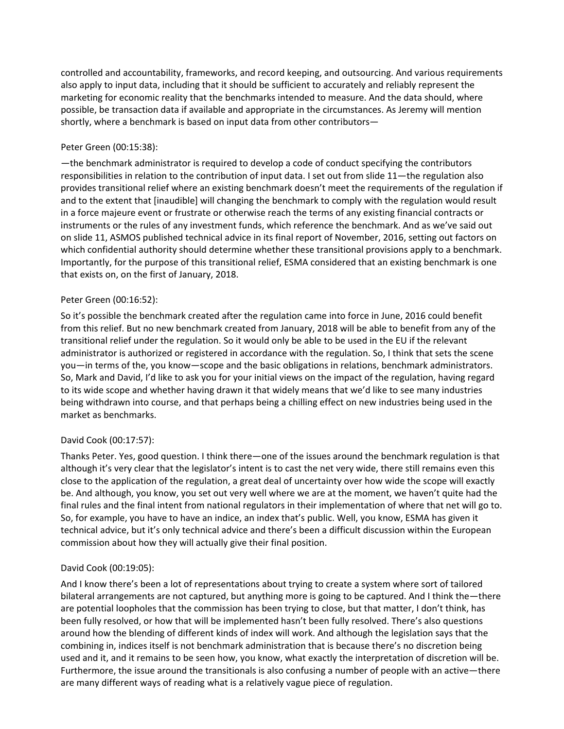controlled and accountability, frameworks, and record keeping, and outsourcing. And various requirements also apply to input data, including that it should be sufficient to accurately and reliably represent the marketing for economic reality that the benchmarks intended to measure. And the data should, where possible, be transaction data if available and appropriate in the circumstances. As Jeremy will mention shortly, where a benchmark is based on input data from other contributors—

Peter Green (00:15:38):

—the benchmark administrator is required to develop a code of conduct specifying the contributors responsibilities in relation to the contribution of input data. I set out from slide 11—the regulation also provides transitional relief where an existing benchmark doesn't meet the requirements of the regulation if and to the extent that [inaudible] will changing the benchmark to comply with the regulation would result in a force majeure event or frustrate or otherwise reach the terms of any existing financial contracts or instruments or the rules of any investment funds, which reference the benchmark. And as we've said out on slide 11, ASMOS published technical advice in its final report of November, 2016, setting out factors on which confidential authority should determine whether these transitional provisions apply to a benchmark. Importantly, for the purpose of this transitional relief, ESMA considered that an existing benchmark is one that exists on, on the first of January, 2018.

Peter Green (00:16:52):

So it's possible the benchmark created after the regulation came into force in June, 2016 could benefit from this relief. But no new benchmark created from January, 2018 will be able to benefit from any of the transitional relief under the regulation. So it would only be able to be used in the EU if the relevant administrator is authorized or registered in accordance with the regulation. So, I think that sets the scene you—in terms of the, you know—scope and the basic obligations in relations, benchmark administrators. So, Mark and David, I'd like to ask you for your initial views on the impact of the regulation, having regard to its wide scope and whether having drawn it that widely means that we'd like to see many industries being withdrawn into course, and that perhaps being a chilling effect on new industries being used in the market as benchmarks.

David Cook (00:17:57):

Thanks Peter. Yes, good question. I think there—one of the issues around the benchmark regulation is that although it's very clear that the legislator's intent is to cast the net very wide, there still remains even this close to the application of the regulation, a great deal of uncertainty over how wide the scope will exactly be. And although, you know, you set out very well where we are at the moment, we haven't quite had the final rules and the final intent from national regulators in their implementation of where that net will go to. So, for example, you have to have an indice, an index that's public. Well, you know, ESMA has given it technical advice, but it's only technical advice and there's been a difficult discussion within the European commission about how they will actually give their final position.

David Cook (00:19:05):

And I know there's been a lot of representations about trying to create a system where sort of tailored bilateral arrangements are not captured, but anything more is going to be captured. And I think the—there are potential loopholes that the commission has been trying to close, but that matter, I don't think, has been fully resolved, or how that will be implemented hasn't been fully resolved. There's also questions around how the blending of different kinds of index will work. And although the legislation says that the combining in, indices itself is not benchmark administration that is because there's no discretion being used and it, and it remains to be seen how, you know, what exactly the interpretation of discretion will be. Furthermore, the issue around the transitionals is also confusing a number of people with an active—there are many different ways of reading what is a relatively vague piece of regulation.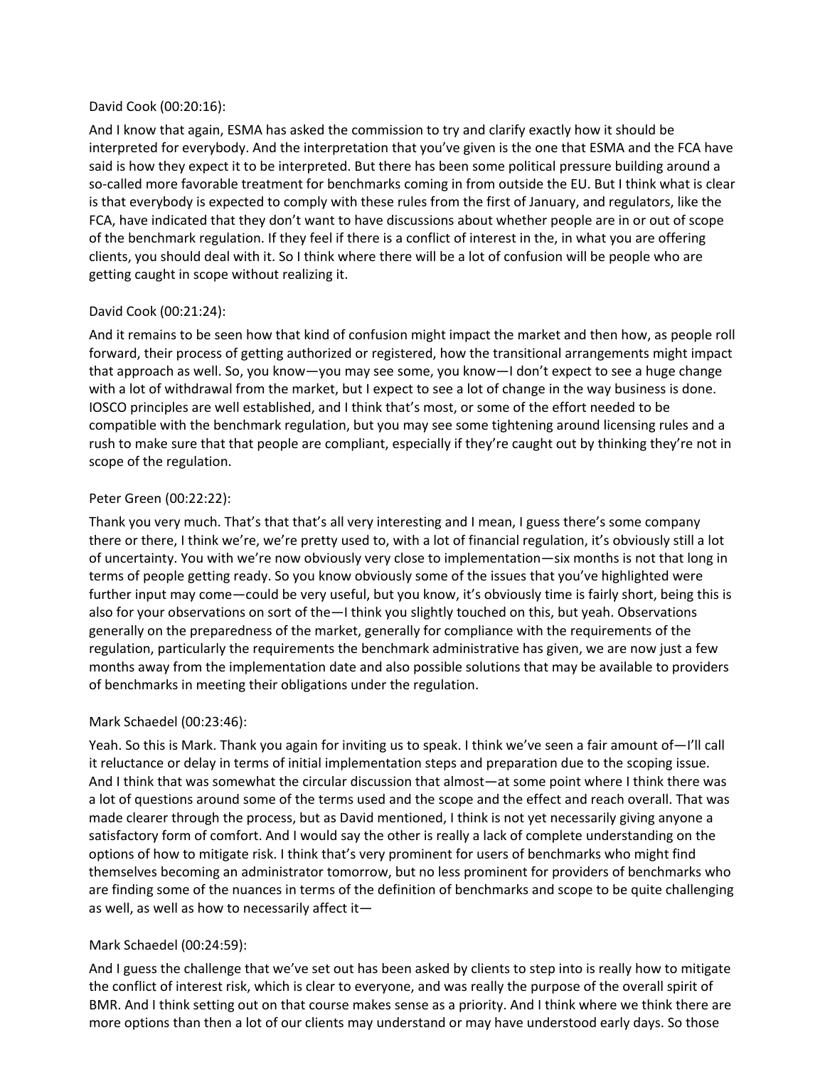David Cook (00:20:16):

And I know that again, ESMA has asked the commission to try and clarify exactly how it should be interpreted for everybody. And the interpretation that you've given is the one that ESMA and the FCA have said is how they expect it to be interpreted. But there has been some political pressure building around a so-called more favorable treatment for benchmarks coming in from outside the EU. But I think what is clear is that everybody is expected to comply with these rules from the first of January, and regulators, like the FCA, have indicated that they don't want to have discussions about whether people are in or out of scope of the benchmark regulation. If they feel if there is a conflict of interest in the, in what you are offering clients, you should deal with it. So I think where there will be a lot of confusion will be people who are getting caught in scope without realizing it.

David Cook (00:21:24):

And it remains to be seen how that kind of confusion might impact the market and then how, as people roll forward, their process of getting authorized or registered, how the transitional arrangements might impact that approach as well. So, you know—you may see some, you know—I don't expect to see a huge change with a lot of withdrawal from the market, but I expect to see a lot of change in the way business is done. IOSCO principles are well established, and I think that's most, or some of the effort needed to be compatible with the benchmark regulation, but you may see some tightening around licensing rules and a rush to make sure that that people are compliant, especially if they're caught out by thinking they're not in scope of the regulation.

Peter Green (00:22:22):

Thank you very much. That's that that's all very interesting and I mean, I guess there's some company there or there, I think we're, we're pretty used to, with a lot of financial regulation, it's obviously still a lot of uncertainty. You with we're now obviously very close to implementation—six months is not that long in terms of people getting ready. So you know obviously some of the issues that you've highlighted were further input may come—could be very useful, but you know, it's obviously time is fairly short, being this is also for your observations on sort of the—I think you slightly touched on this, but yeah. Observations generally on the preparedness of the market, generally for compliance with the requirements of the regulation, particularly the requirements the benchmark administrative has given, we are now just a few months away from the implementation date and also possible solutions that may be available to providers of benchmarks in meeting their obligations under the regulation.

Mark Schaedel (00:23:46):

Yeah. So this is Mark. Thank you again for inviting us to speak. I think we've seen a fair amount of—I'll call it reluctance or delay in terms of initial implementation steps and preparation due to the scoping issue. And I think that was somewhat the circular discussion that almost—at some point where I think there was a lot of questions around some of the terms used and the scope and the effect and reach overall. That was made clearer through the process, but as David mentioned, I think is not yet necessarily giving anyone a satisfactory form of comfort. And I would say the other is really a lack of complete understanding on the options of how to mitigate risk. I think that's very prominent for users of benchmarks who might find themselves becoming an administrator tomorrow, but no less prominent for providers of benchmarks who are finding some of the nuances in terms of the definition of benchmarks and scope to be quite challenging as well, as well as how to necessarily affect it—

Mark Schaedel (00:24:59):

And I guess the challenge that we've set out has been asked by clients to step into is really how to mitigate the conflict of interest risk, which is clear to everyone, and was really the purpose of the overall spirit of BMR. And I think setting out on that course makes sense as a priority. And I think where we think there are more options than then a lot of our clients may understand or may have understood early days. So those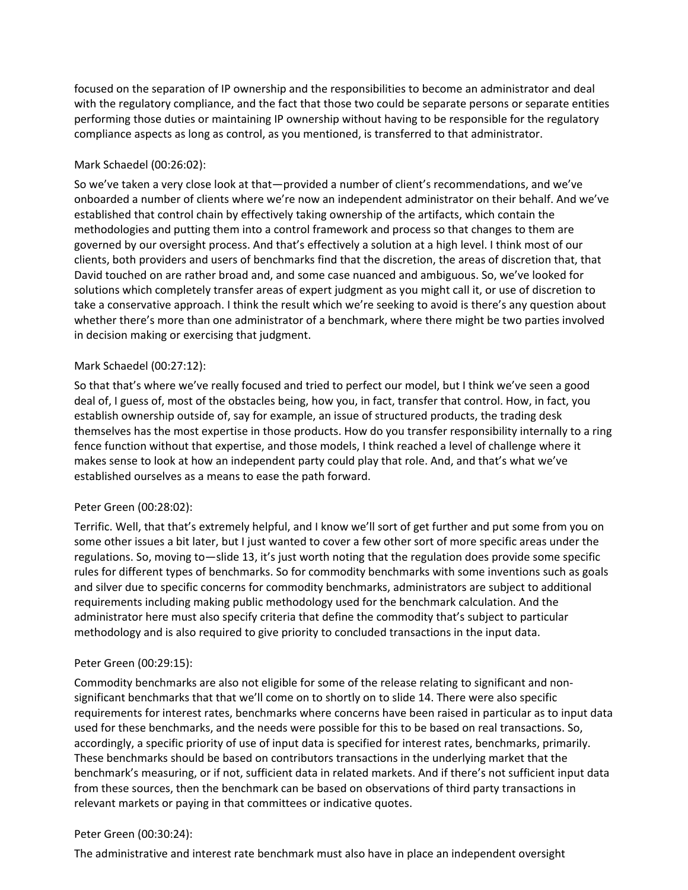focused on the separation of IP ownership and the responsibilities to become an administrator and deal with the regulatory compliance, and the fact that those two could be separate persons or separate entities performing those duties or maintaining IP ownership without having to be responsible for the regulatory compliance aspects as long as control, as you mentioned, is transferred to that administrator.

Mark Schaedel (00:26:02):

So we've taken a very close look at that—provided a number of client's recommendations, and we've onboarded a number of clients where we're now an independent administrator on their behalf. And we've established that control chain by effectively taking ownership of the artifacts, which contain the methodologies and putting them into a control framework and process so that changes to them are governed by our oversight process. And that's effectively a solution at a high level. I think most of our clients, both providers and users of benchmarks find that the discretion, the areas of discretion that, that David touched on are rather broad and, and some case nuanced and ambiguous. So, we've looked for solutions which completely transfer areas of expert judgment as you might call it, or use of discretion to take a conservative approach. I think the result which we're seeking to avoid is there's any question about whether there's more than one administrator of a benchmark, where there might be two parties involved in decision making or exercising that judgment.

Mark Schaedel (00:27:12):

So that that's where we've really focused and tried to perfect our model, but I think we've seen a good deal of, I guess of, most of the obstacles being, how you, in fact, transfer that control. How, in fact, you establish ownership outside of, say for example, an issue of structured products, the trading desk themselves has the most expertise in those products. How do you transfer responsibility internally to a ring fence function without that expertise, and those models, I think reached a level of challenge where it makes sense to look at how an independent party could play that role. And, and that's what we've established ourselves as a means to ease the path forward.

Peter Green (00:28:02):

Terrific. Well, that that's extremely helpful, and I know we'll sort of get further and put some from you on some other issues a bit later, but I just wanted to cover a few other sort of more specific areas under the regulations. So, moving to—slide 13, it's just worth noting that the regulation does provide some specific rules for different types of benchmarks. So for commodity benchmarks with some inventions such as goals and silver due to specific concerns for commodity benchmarks, administrators are subject to additional requirements including making public methodology used for the benchmark calculation. And the administrator here must also specify criteria that define the commodity that's subject to particular methodology and is also required to give priority to concluded transactions in the input data.

Peter Green (00:29:15):

Commodity benchmarks are also not eligible for some of the release relating to significant and non-significant benchmarks that that we'll come on to shortly on to slide 14. There were also specific requirements for interest rates, benchmarks where concerns have been raised in particular as to input data used for these benchmarks, and the needs were possible for this to be based on real transactions. So, accordingly, a specific priority of use of input data is specified for interest rates, benchmarks, primarily. These benchmarks should be based on contributors transactions in the underlying market that the benchmark's measuring, or if not, sufficient data in related markets. And if there's not sufficient input data from these sources, then the benchmark can be based on observations of third party transactions in relevant markets or paying in that committees or indicative quotes.

Peter Green (00:30:24):

The administrative and interest rate benchmark must also have in place an independent oversight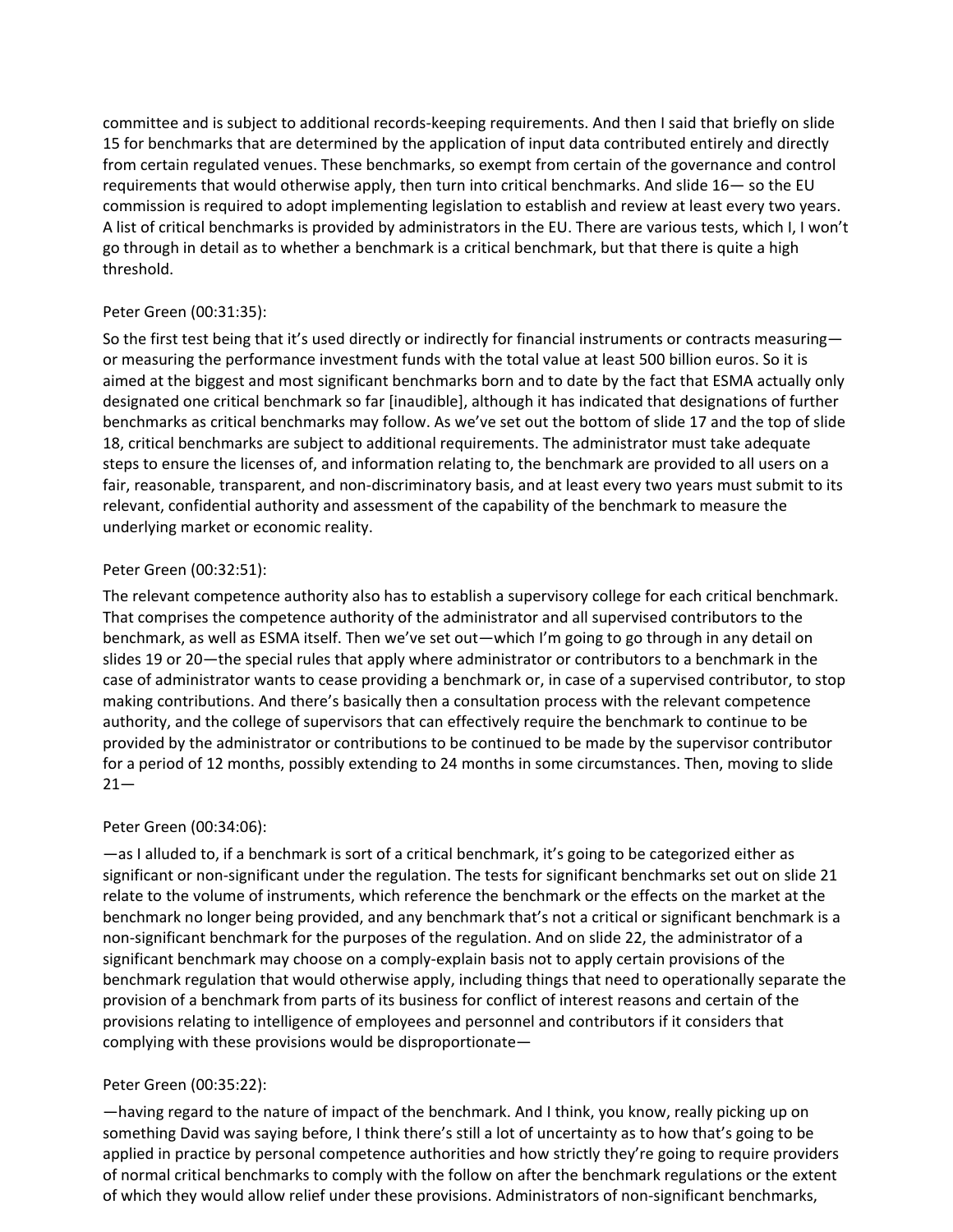committee and is subject to additional records-keeping requirements. And then I said that briefly on slide 15 for benchmarks that are determined by the application of input data contributed entirely and directly from certain regulated venues. These benchmarks, so exempt from certain of the governance and control requirements that would otherwise apply, then turn into critical benchmarks. And slide 16— so the EU commission is required to adopt implementing legislation to establish and review at least every two years. A list of critical benchmarks is provided by administrators in the EU. There are various tests, which I, I won't go through in detail as to whether a benchmark is a critical benchmark, but that there is quite a high threshold.

Peter Green (00:31:35):

So the first test being that it's used directly or indirectly for financial instruments or contracts measuring—or measuring the performance investment funds with the total value at least 500 billion euros. So it is aimed at the biggest and most significant benchmarks born and to date by the fact that ESMA actually only designated one critical benchmark so far [inaudible], although it has indicated that designations of further benchmarks as critical benchmarks may follow. As we've set out the bottom of slide 17 and the top of slide 18, critical benchmarks are subject to additional requirements. The administrator must take adequate steps to ensure the licenses of, and information relating to, the benchmark are provided to all users on a fair, reasonable, transparent, and non-discriminatory basis, and at least every two years must submit to its relevant, confidential authority and assessment of the capability of the benchmark to measure the underlying market or economic reality.

Peter Green (00:32:51):

The relevant competence authority also has to establish a supervisory college for each critical benchmark. That comprises the competence authority of the administrator and all supervised contributors to the benchmark, as well as ESMA itself. Then we've set out—which I'm going to go through in any detail on slides 19 or 20—the special rules that apply where administrator or contributors to a benchmark in the case of administrator wants to cease providing a benchmark or, in case of a supervised contributor, to stop making contributions. And there's basically then a consultation process with the relevant competence authority, and the college of supervisors that can effectively require the benchmark to continue to be provided by the administrator or contributions to be continued to be made by the supervisor contributor for a period of 12 months, possibly extending to 24 months in some circumstances. Then, moving to slide 21—

Peter Green (00:34:06):

—as I alluded to, if a benchmark is sort of a critical benchmark, it's going to be categorized either as significant or non-significant under the regulation. The tests for significant benchmarks set out on slide 21 relate to the volume of instruments, which reference the benchmark or the effects on the market at the benchmark no longer being provided, and any benchmark that's not a critical or significant benchmark is a non-significant benchmark for the purposes of the regulation. And on slide 22, the administrator of a significant benchmark may choose on a comply-explain basis not to apply certain provisions of the benchmark regulation that would otherwise apply, including things that need to operationally separate the provision of a benchmark from parts of its business for conflict of interest reasons and certain of the provisions relating to intelligence of employees and personnel and contributors if it considers that complying with these provisions would be disproportionate—

Peter Green (00:35:22):

—having regard to the nature of impact of the benchmark. And I think, you know, really picking up on something David was saying before, I think there's still a lot of uncertainty as to how that's going to be applied in practice by personal competence authorities and how strictly they're going to require providers of normal critical benchmarks to comply with the follow on after the benchmark regulations or the extent of which they would allow relief under these provisions. Administrators of non-significant benchmarks,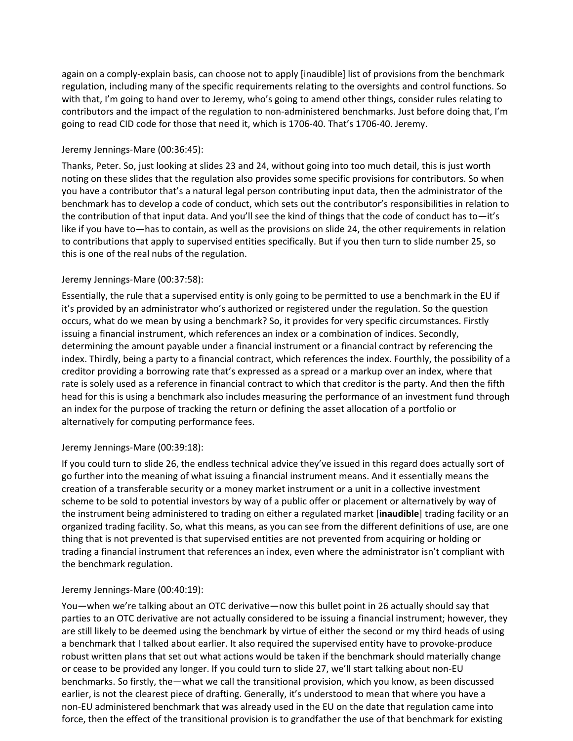again on a comply-explain basis, can choose not to apply [inaudible] list of provisions from the benchmark regulation, including many of the specific requirements relating to the oversights and control functions. So with that, I'm going to hand over to Jeremy, who's going to amend other things, consider rules relating to contributors and the impact of the regulation to non-administered benchmarks. Just before doing that, I'm going to read CID code for those that need it, which is 1706-40. That's 1706-40. Jeremy.

Jeremy Jennings-Mare (00:36:45):

Thanks, Peter. So, just looking at slides 23 and 24, without going into too much detail, this is just worth noting on these slides that the regulation also provides some specific provisions for contributors. So when you have a contributor that's a natural legal person contributing input data, then the administrator of the benchmark has to develop a code of conduct, which sets out the contributor's responsibilities in relation to the contribution of that input data. And you'll see the kind of things that the code of conduct has to—it's like if you have to—has to contain, as well as the provisions on slide 24, the other requirements in relation to contributions that apply to supervised entities specifically. But if you then turn to slide number 25, so this is one of the real nubs of the regulation.

Jeremy Jennings-Mare (00:37:58):

Essentially, the rule that a supervised entity is only going to be permitted to use a benchmark in the EU if it's provided by an administrator who's authorized or registered under the regulation. So the question occurs, what do we mean by using a benchmark? So, it provides for very specific circumstances. Firstly issuing a financial instrument, which references an index or a combination of indices. Secondly, determining the amount payable under a financial instrument or a financial contract by referencing the index. Thirdly, being a party to a financial contract, which references the index. Fourthly, the possibility of a creditor providing a borrowing rate that's expressed as a spread or a markup over an index, where that rate is solely used as a reference in financial contract to which that creditor is the party. And then the fifth head for this is using a benchmark also includes measuring the performance of an investment fund through an index for the purpose of tracking the return or defining the asset allocation of a portfolio or alternatively for computing performance fees.

Jeremy Jennings-Mare (00:39:18):

If you could turn to slide 26, the endless technical advice they've issued in this regard does actually sort of go further into the meaning of what issuing a financial instrument means. And it essentially means the creation of a transferable security or a money market instrument or a unit in a collective investment scheme to be sold to potential investors by way of a public offer or placement or alternatively by way of the instrument being administered to trading on either a regulated market [**inaudible**] trading facility or an organized trading facility. So, what this means, as you can see from the different definitions of use, are one thing that is not prevented is that supervised entities are not prevented from acquiring or holding or trading a financial instrument that references an index, even where the administrator isn't compliant with the benchmark regulation.

Jeremy Jennings-Mare (00:40:19):

You—when we're talking about an OTC derivative—now this bullet point in 26 actually should say that parties to an OTC derivative are not actually considered to be issuing a financial instrument; however, they are still likely to be deemed using the benchmark by virtue of either the second or my third heads of using a benchmark that I talked about earlier. It also required the supervised entity have to provoke-produce robust written plans that set out what actions would be taken if the benchmark should materially change or cease to be provided any longer. If you could turn to slide 27, we'll start talking about non-EU benchmarks. So firstly, the—what we call the transitional provision, which you know, as been discussed earlier, is not the clearest piece of drafting. Generally, it's understood to mean that where you have a non-EU administered benchmark that was already used in the EU on the date that regulation came into force, then the effect of the transitional provision is to grandfather the use of that benchmark for existing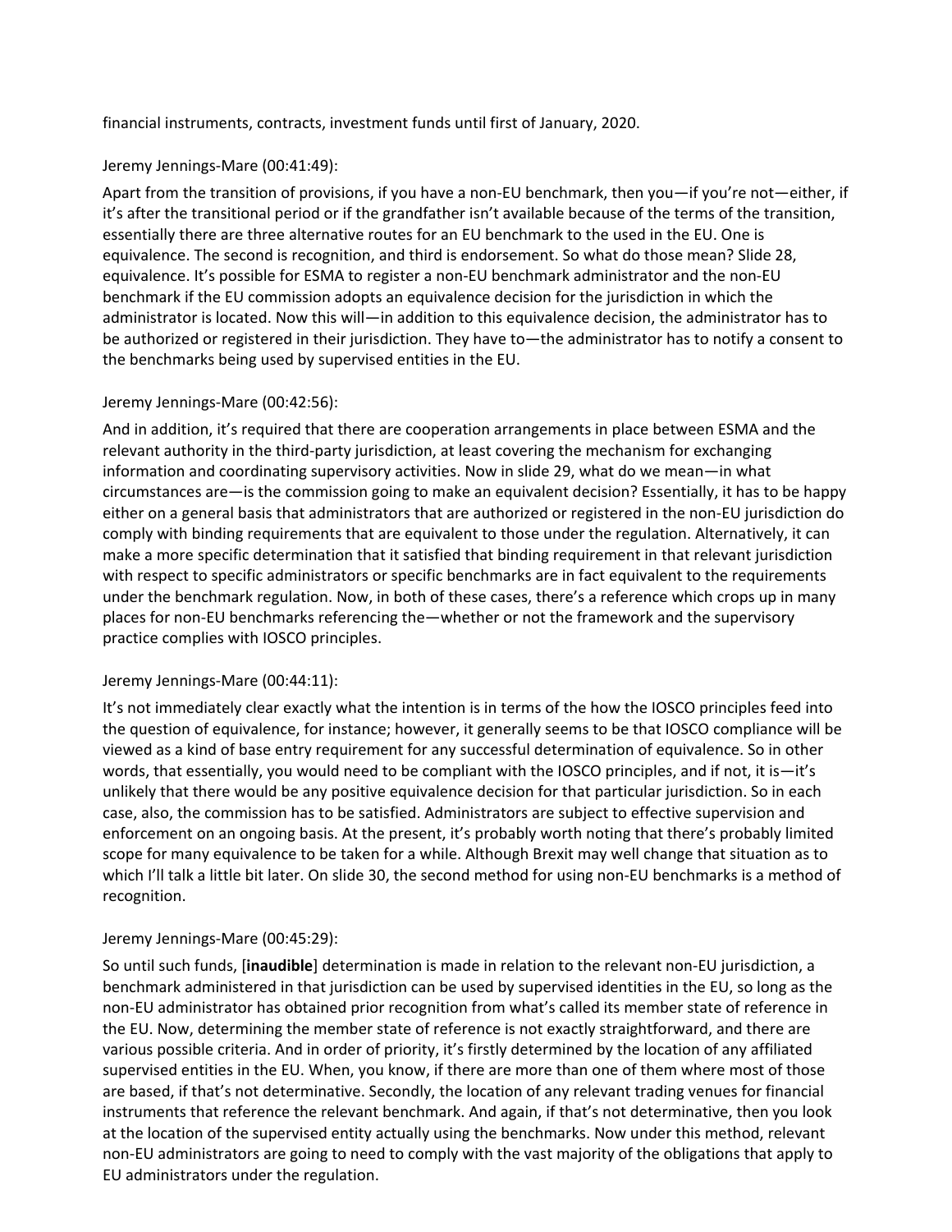financial instruments, contracts, investment funds until first of January, 2020.

Jeremy Jennings-Mare (00:41:49):

Apart from the transition of provisions, if you have a non-EU benchmark, then you—if you're not—either, if it's after the transitional period or if the grandfather isn't available because of the terms of the transition, essentially there are three alternative routes for an EU benchmark to the used in the EU. One is equivalence. The second is recognition, and third is endorsement. So what do those mean? Slide 28, equivalence. It's possible for ESMA to register a non-EU benchmark administrator and the non-EU benchmark if the EU commission adopts an equivalence decision for the jurisdiction in which the administrator is located. Now this will—in addition to this equivalence decision, the administrator has to be authorized or registered in their jurisdiction. They have to—the administrator has to notify a consent to the benchmarks being used by supervised entities in the EU.

Jeremy Jennings-Mare (00:42:56):

And in addition, it's required that there are cooperation arrangements in place between ESMA and the relevant authority in the third-party jurisdiction, at least covering the mechanism for exchanging information and coordinating supervisory activities. Now in slide 29, what do we mean—in what circumstances are—is the commission going to make an equivalent decision? Essentially, it has to be happy either on a general basis that administrators that are authorized or registered in the non-EU jurisdiction do comply with binding requirements that are equivalent to those under the regulation. Alternatively, it can make a more specific determination that it satisfied that binding requirement in that relevant jurisdiction with respect to specific administrators or specific benchmarks are in fact equivalent to the requirements under the benchmark regulation. Now, in both of these cases, there's a reference which crops up in many places for non-EU benchmarks referencing the—whether or not the framework and the supervisory practice complies with IOSCO principles.

Jeremy Jennings-Mare (00:44:11):

It's not immediately clear exactly what the intention is in terms of the how the IOSCO principles feed into the question of equivalence, for instance; however, it generally seems to be that IOSCO compliance will be viewed as a kind of base entry requirement for any successful determination of equivalence. So in other words, that essentially, you would need to be compliant with the IOSCO principles, and if not, it is—it's unlikely that there would be any positive equivalence decision for that particular jurisdiction. So in each case, also, the commission has to be satisfied. Administrators are subject to effective supervision and enforcement on an ongoing basis. At the present, it's probably worth noting that there's probably limited scope for many equivalence to be taken for a while. Although Brexit may well change that situation as to which I'll talk a little bit later. On slide 30, the second method for using non-EU benchmarks is a method of recognition.

Jeremy Jennings-Mare (00:45:29):

So until such funds, [**inaudible**] determination is made in relation to the relevant non-EU jurisdiction, a benchmark administered in that jurisdiction can be used by supervised identities in the EU, so long as the non-EU administrator has obtained prior recognition from what's called its member state of reference in the EU. Now, determining the member state of reference is not exactly straightforward, and there are various possible criteria. And in order of priority, it's firstly determined by the location of any affiliated supervised entities in the EU. When, you know, if there are more than one of them where most of those are based, if that's not determinative. Secondly, the location of any relevant trading venues for financial instruments that reference the relevant benchmark. And again, if that's not determinative, then you look at the location of the supervised entity actually using the benchmarks. Now under this method, relevant non-EU administrators are going to need to comply with the vast majority of the obligations that apply to EU administrators under the regulation.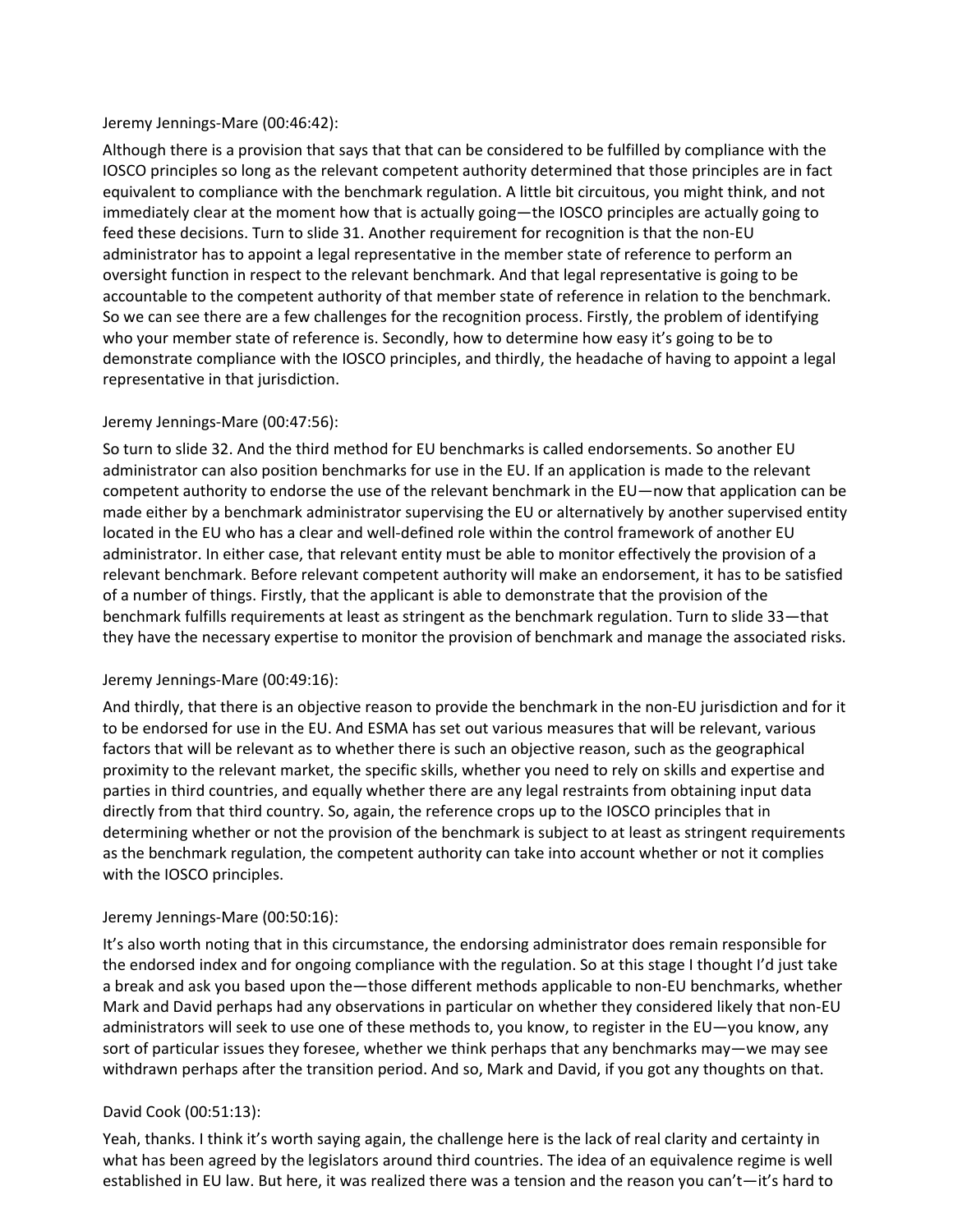Jeremy Jennings-Mare (00:46:42):

Although there is a provision that says that that can be considered to be fulfilled by compliance with the IOSCO principles so long as the relevant competent authority determined that those principles are in fact equivalent to compliance with the benchmark regulation. A little bit circuitous, you might think, and not immediately clear at the moment how that is actually going—the IOSCO principles are actually going to feed these decisions. Turn to slide 31. Another requirement for recognition is that the non-EU administrator has to appoint a legal representative in the member state of reference to perform an oversight function in respect to the relevant benchmark. And that legal representative is going to be accountable to the competent authority of that member state of reference in relation to the benchmark. So we can see there are a few challenges for the recognition process. Firstly, the problem of identifying who your member state of reference is. Secondly, how to determine how easy it's going to be to demonstrate compliance with the IOSCO principles, and thirdly, the headache of having to appoint a legal representative in that jurisdiction.

Jeremy Jennings-Mare (00:47:56):

So turn to slide 32. And the third method for EU benchmarks is called endorsements. So another EU administrator can also position benchmarks for use in the EU. If an application is made to the relevant competent authority to endorse the use of the relevant benchmark in the EU—now that application can be made either by a benchmark administrator supervising the EU or alternatively by another supervised entity located in the EU who has a clear and well-defined role within the control framework of another EU administrator. In either case, that relevant entity must be able to monitor effectively the provision of a relevant benchmark. Before relevant competent authority will make an endorsement, it has to be satisfied of a number of things. Firstly, that the applicant is able to demonstrate that the provision of the benchmark fulfills requirements at least as stringent as the benchmark regulation. Turn to slide 33—that they have the necessary expertise to monitor the provision of benchmark and manage the associated risks.

Jeremy Jennings-Mare (00:49:16):

And thirdly, that there is an objective reason to provide the benchmark in the non-EU jurisdiction and for it to be endorsed for use in the EU. And ESMA has set out various measures that will be relevant, various factors that will be relevant as to whether there is such an objective reason, such as the geographical proximity to the relevant market, the specific skills, whether you need to rely on skills and expertise and parties in third countries, and equally whether there are any legal restraints from obtaining input data directly from that third country. So, again, the reference crops up to the IOSCO principles that in determining whether or not the provision of the benchmark is subject to at least as stringent requirements as the benchmark regulation, the competent authority can take into account whether or not it complies with the IOSCO principles.

Jeremy Jennings-Mare (00:50:16):

It's also worth noting that in this circumstance, the endorsing administrator does remain responsible for the endorsed index and for ongoing compliance with the regulation. So at this stage I thought I'd just take a break and ask you based upon the—those different methods applicable to non-EU benchmarks, whether Mark and David perhaps had any observations in particular on whether they considered likely that non-EU administrators will seek to use one of these methods to, you know, to register in the EU—you know, any sort of particular issues they foresee, whether we think perhaps that any benchmarks may—we may see withdrawn perhaps after the transition period. And so, Mark and David, if you got any thoughts on that.

David Cook (00:51:13):

Yeah, thanks. I think it's worth saying again, the challenge here is the lack of real clarity and certainty in what has been agreed by the legislators around third countries. The idea of an equivalence regime is well established in EU law. But here, it was realized there was a tension and the reason you can't—it's hard to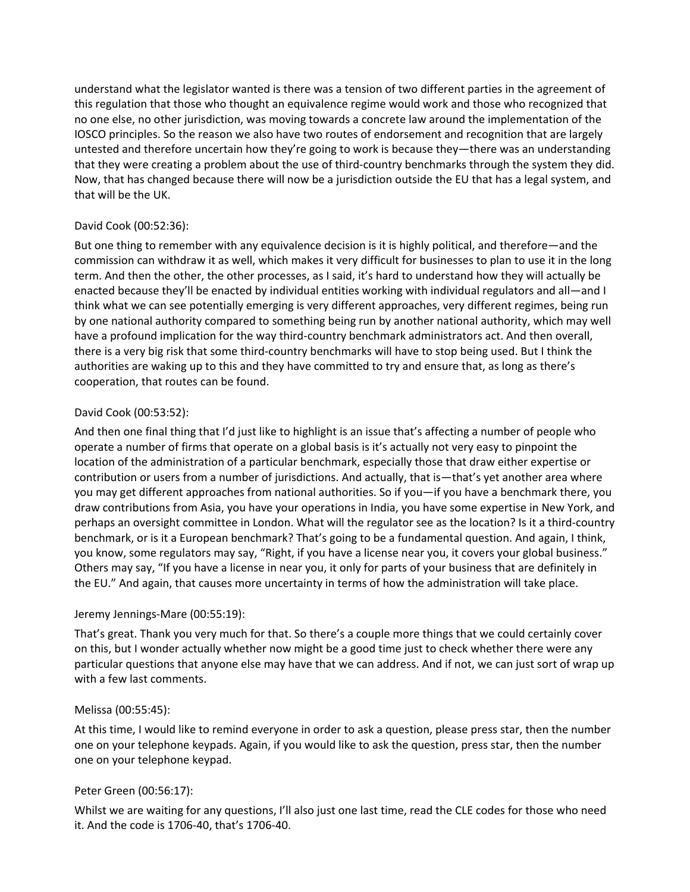understand what the legislator wanted is there was a tension of two different parties in the agreement of this regulation that those who thought an equivalence regime would work and those who recognized that no one else, no other jurisdiction, was moving towards a concrete law around the implementation of the IOSCO principles. So the reason we also have two routes of endorsement and recognition that are largely untested and therefore uncertain how they're going to work is because they—there was an understanding that they were creating a problem about the use of third-country benchmarks through the system they did. Now, that has changed because there will now be a jurisdiction outside the EU that has a legal system, and that will be the UK.

David Cook (00:52:36):

But one thing to remember with any equivalence decision is it is highly political, and therefore—and the commission can withdraw it as well, which makes it very difficult for businesses to plan to use it in the long term. And then the other, the other processes, as I said, it's hard to understand how they will actually be enacted because they'll be enacted by individual entities working with individual regulators and all—and I think what we can see potentially emerging is very different approaches, very different regimes, being run by one national authority compared to something being run by another national authority, which may well have a profound implication for the way third-country benchmark administrators act. And then overall, there is a very big risk that some third-country benchmarks will have to stop being used. But I think the authorities are waking up to this and they have committed to try and ensure that, as long as there's cooperation, that routes can be found.

David Cook (00:53:52):

And then one final thing that I'd just like to highlight is an issue that's affecting a number of people who operate a number of firms that operate on a global basis is it's actually not very easy to pinpoint the location of the administration of a particular benchmark, especially those that draw either expertise or contribution or users from a number of jurisdictions. And actually, that is—that's yet another area where you may get different approaches from national authorities. So if you—if you have a benchmark there, you draw contributions from Asia, you have your operations in India, you have some expertise in New York, and perhaps an oversight committee in London. What will the regulator see as the location? Is it a third-country benchmark, or is it a European benchmark? That's going to be a fundamental question. And again, I think, you know, some regulators may say, "Right, if you have a license near you, it covers your global business." Others may say, "If you have a license in near you, it only for parts of your business that are definitely in the EU." And again, that causes more uncertainty in terms of how the administration will take place.

Jeremy Jennings-Mare (00:55:19):

That's great. Thank you very much for that. So there's a couple more things that we could certainly cover on this, but I wonder actually whether now might be a good time just to check whether there were any particular questions that anyone else may have that we can address. And if not, we can just sort of wrap up with a few last comments.

Melissa (00:55:45):

At this time, I would like to remind everyone in order to ask a question, please press star, then the number one on your telephone keypads. Again, if you would like to ask the question, press star, then the number one on your telephone keypad.

Peter Green (00:56:17):

Whilst we are waiting for any questions, I'll also just one last time, read the CLE codes for those who need it. And the code is 1706-40, that's 1706-40.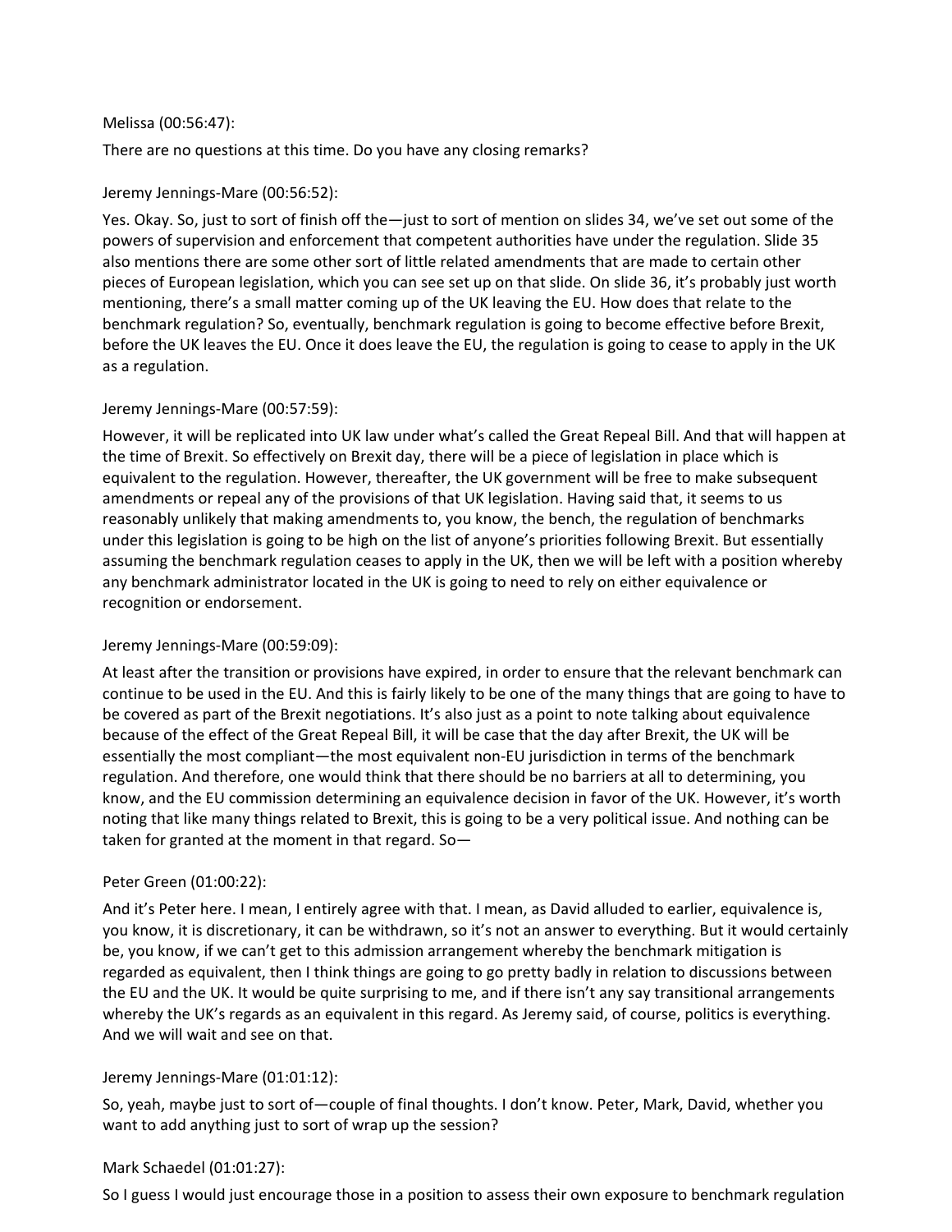Melissa (00:56:47):

There are no questions at this time. Do you have any closing remarks?

Jeremy Jennings-Mare (00:56:52):

Yes. Okay. So, just to sort of finish off the—just to sort of mention on slides 34, we've set out some of the powers of supervision and enforcement that competent authorities have under the regulation. Slide 35 also mentions there are some other sort of little related amendments that are made to certain other pieces of European legislation, which you can see set up on that slide. On slide 36, it's probably just worth mentioning, there's a small matter coming up of the UK leaving the EU. How does that relate to the benchmark regulation? So, eventually, benchmark regulation is going to become effective before Brexit, before the UK leaves the EU. Once it does leave the EU, the regulation is going to cease to apply in the UK as a regulation.

Jeremy Jennings-Mare (00:57:59):

However, it will be replicated into UK law under what's called the Great Repeal Bill. And that will happen at the time of Brexit. So effectively on Brexit day, there will be a piece of legislation in place which is equivalent to the regulation. However, thereafter, the UK government will be free to make subsequent amendments or repeal any of the provisions of that UK legislation. Having said that, it seems to us reasonably unlikely that making amendments to, you know, the bench, the regulation of benchmarks under this legislation is going to be high on the list of anyone's priorities following Brexit. But essentially assuming the benchmark regulation ceases to apply in the UK, then we will be left with a position whereby any benchmark administrator located in the UK is going to need to rely on either equivalence or recognition or endorsement.

Jeremy Jennings-Mare (00:59:09):

At least after the transition or provisions have expired, in order to ensure that the relevant benchmark can continue to be used in the EU. And this is fairly likely to be one of the many things that are going to have to be covered as part of the Brexit negotiations. It's also just as a point to note talking about equivalence because of the effect of the Great Repeal Bill, it will be case that the day after Brexit, the UK will be essentially the most compliant—the most equivalent non-EU jurisdiction in terms of the benchmark regulation. And therefore, one would think that there should be no barriers at all to determining, you know, and the EU commission determining an equivalence decision in favor of the UK. However, it's worth noting that like many things related to Brexit, this is going to be a very political issue. And nothing can be taken for granted at the moment in that regard. So—

Peter Green (01:00:22):

And it's Peter here. I mean, I entirely agree with that. I mean, as David alluded to earlier, equivalence is, you know, it is discretionary, it can be withdrawn, so it's not an answer to everything. But it would certainly be, you know, if we can't get to this admission arrangement whereby the benchmark mitigation is regarded as equivalent, then I think things are going to go pretty badly in relation to discussions between the EU and the UK. It would be quite surprising to me, and if there isn't any say transitional arrangements whereby the UK's regards as an equivalent in this regard. As Jeremy said, of course, politics is everything. And we will wait and see on that.

Jeremy Jennings-Mare (01:01:12):

So, yeah, maybe just to sort of—couple of final thoughts. I don't know. Peter, Mark, David, whether you want to add anything just to sort of wrap up the session?

Mark Schaedel (01:01:27):

So I guess I would just encourage those in a position to assess their own exposure to benchmark regulation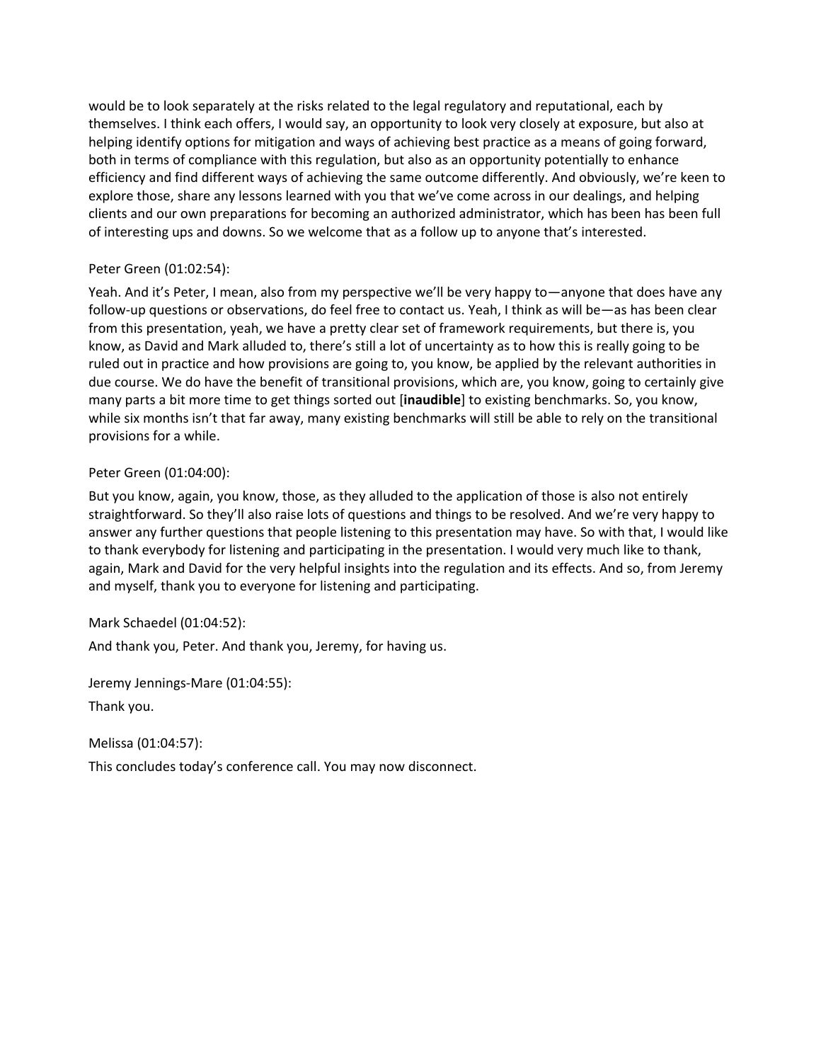would be to look separately at the risks related to the legal regulatory and reputational, each by themselves. I think each offers, I would say, an opportunity to look very closely at exposure, but also at helping identify options for mitigation and ways of achieving best practice as a means of going forward, both in terms of compliance with this regulation, but also as an opportunity potentially to enhance efficiency and find different ways of achieving the same outcome differently. And obviously, we're keen to explore those, share any lessons learned with you that we've come across in our dealings, and helping clients and our own preparations for becoming an authorized administrator, which has been has been full of interesting ups and downs. So we welcome that as a follow up to anyone that's interested.

Peter Green (01:02:54):

Yeah. And it's Peter, I mean, also from my perspective we'll be very happy to—anyone that does have any follow-up questions or observations, do feel free to contact us. Yeah, I think as will be—as has been clear from this presentation, yeah, we have a pretty clear set of framework requirements, but there is, you know, as David and Mark alluded to, there's still a lot of uncertainty as to how this is really going to be ruled out in practice and how provisions are going to, you know, be applied by the relevant authorities in due course. We do have the benefit of transitional provisions, which are, you know, going to certainly give many parts a bit more time to get things sorted out [**inaudible**] to existing benchmarks. So, you know, while six months isn't that far away, many existing benchmarks will still be able to rely on the transitional provisions for a while.

Peter Green (01:04:00):

But you know, again, you know, those, as they alluded to the application of those is also not entirely straightforward. So they'll also raise lots of questions and things to be resolved. And we're very happy to answer any further questions that people listening to this presentation may have. So with that, I would like to thank everybody for listening and participating in the presentation. I would very much like to thank, again, Mark and David for the very helpful insights into the regulation and its effects. And so, from Jeremy and myself, thank you to everyone for listening and participating.

Mark Schaedel (01:04:52):

And thank you, Peter. And thank you, Jeremy, for having us.

Jeremy Jennings-Mare (01:04:55):

Thank you.

Melissa (01:04:57):

This concludes today's conference call. You may now disconnect.